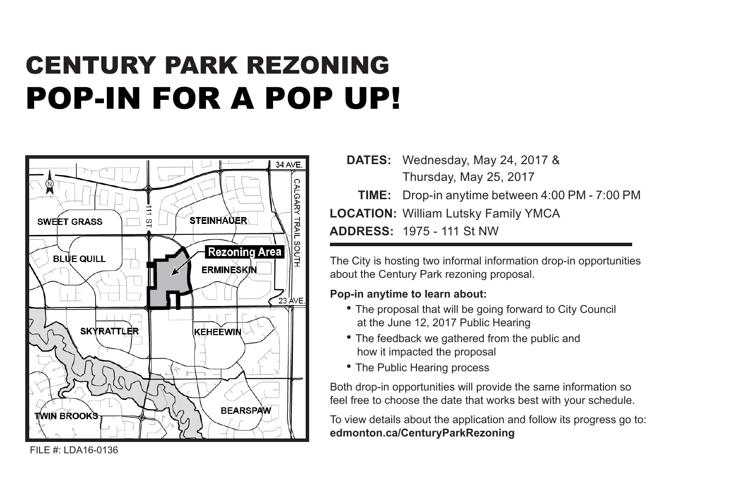# CENTURY PARK REZONING

# POP-IN FOR A POP UP!

**DATES:** Wednesday, May 24, 2017 &
Thursday, May 25, 2017

**TIME:** Drop-in anytime between 4:00 PM - 7:00 PM

**LOCATION:** William Lutsky Family YMCA

**ADDRESS:** 1975 - 111 St NW

The City is hosting two informal information drop-in opportunities about the Century Park rezoning proposal.

**Pop-in anytime to learn about:**

- The proposal that will be going forward to City Council at the June 12, 2017 Public Hearing
- The feedback we gathered from the public and how it impacted the proposal
- The Public Hearing process

Both drop-in opportunities will provide the same information so feel free to choose the date that works best with your schedule.

To view details about the application and follow its progress go to:
**edmonton.ca/CenturyParkRezoning**

FILE #: LDA16-0136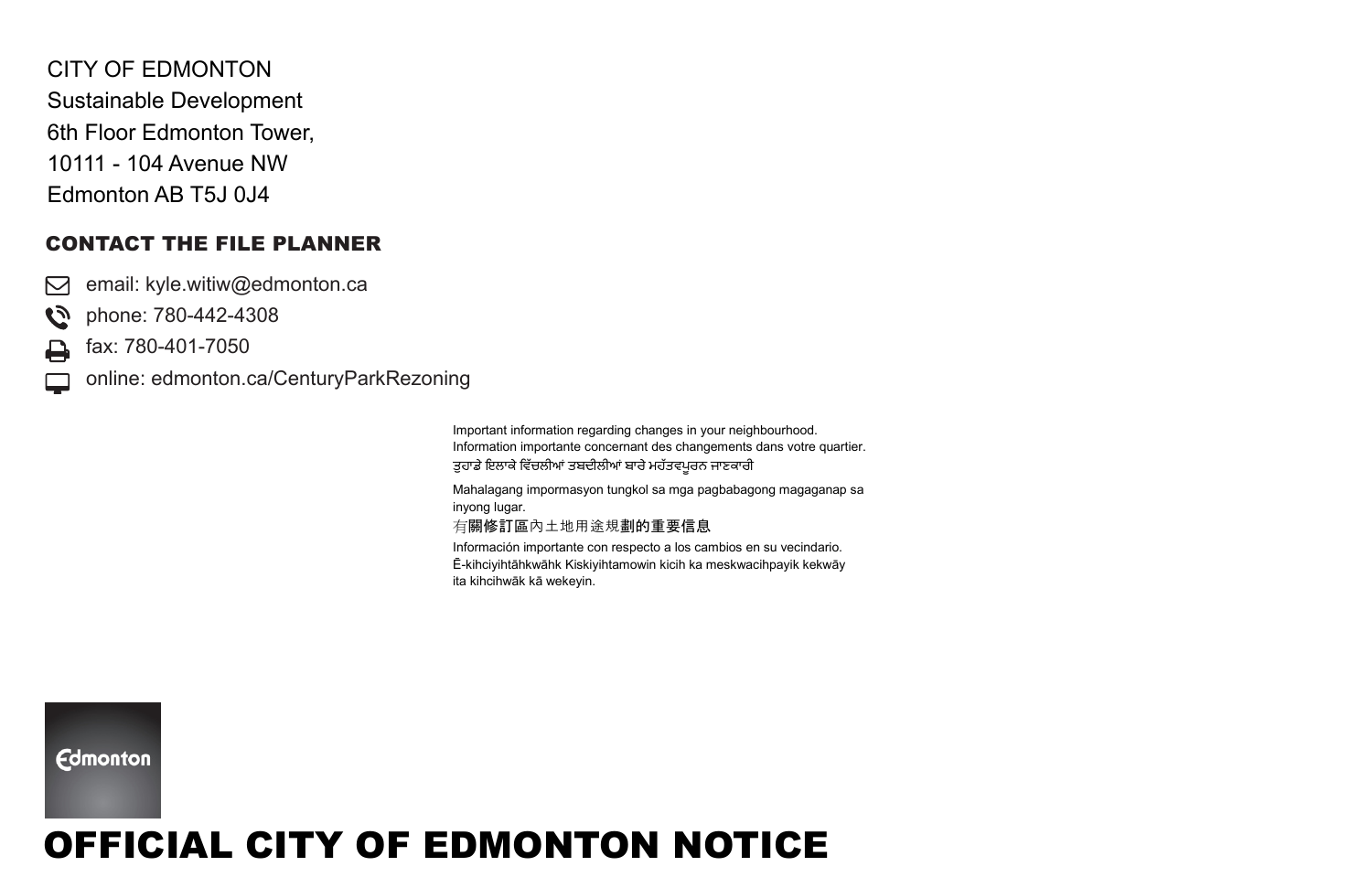CITY OF EDMONTON
Sustainable Development
6th Floor Edmonton Tower,
10111 - 104 Avenue NW
Edmonton AB T5J 0J4

## CONTACT THE FILE PLANNER

- email: kyle.witiw@edmonton.ca
- phone: 780-442-4308
- fax: 780-401-7050
- online: edmonton.ca/CenturyParkRezoning

Important information regarding changes in your neighbourhood.
Information importante concernant des changements dans votre quartier.
ਤੁਹਾਡੇ ਇਲਾਕੇ ਵਿੱਚਲੀਆਂ ਤਬਦੀਲੀਆਂ ਬਾਰੇ ਮਹੱਤਵਪੂਰਨ ਜਾਣਕਾਰੀ

Mahalagang impormasyon tungkol sa mga pagbabagong magaganap sa inyong lugar.
有關修訂區內土地用途規劃的重要信息
Información importante con respecto a los cambios en su vecindario.
Ē-kihciyihtāhkwāhk Kiskiyihtamowin kicih ka meskwacihpayik kekwāy ita kihcihwāk kā wekeyin.

Edmonton

# OFFICIAL CITY OF EDMONTON NOTICE